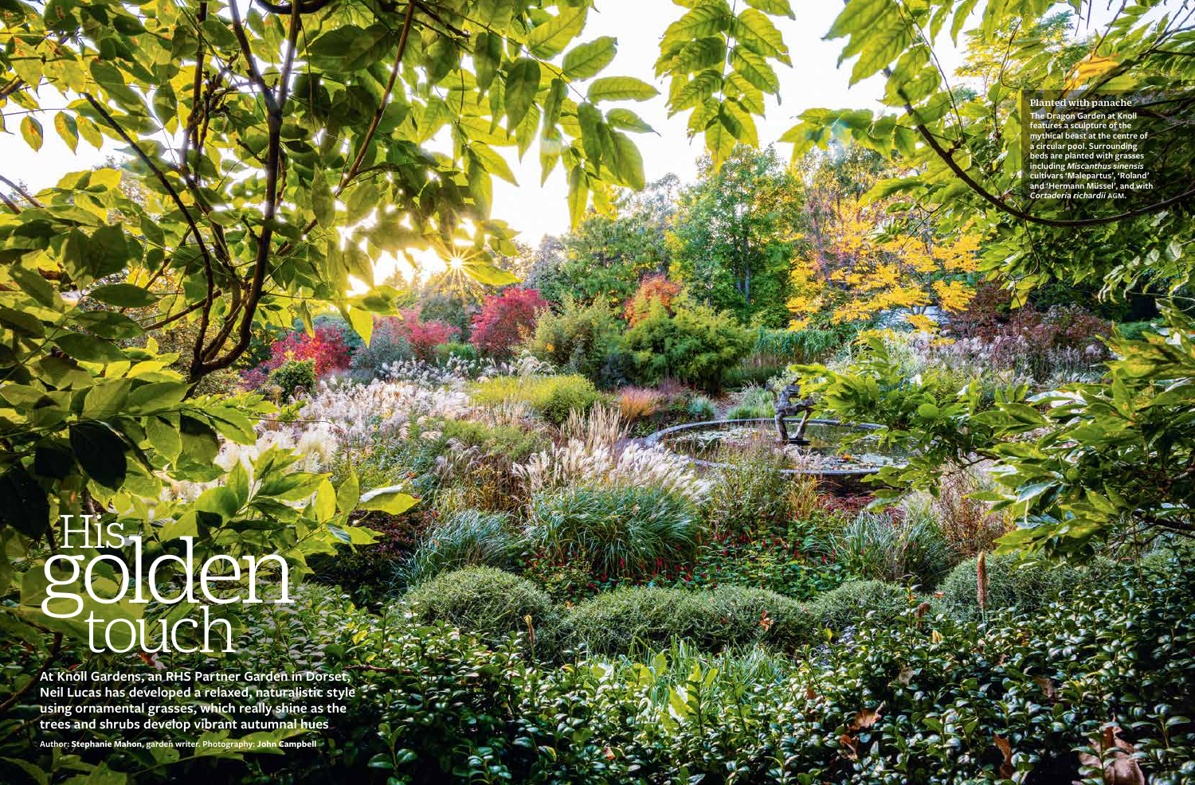# His golden touch

**At Knoll Gardens, an RHS Partner Garden in Dorset, Neil Lucas has developed a relaxed, naturalistic style using ornamental grasses, which really shine as the trees and shrubs develop vibrant autumnal hues**

Author: **Stephanie Mahon**, garden writer. Photography: **John Campbell**

**Planted with panache**
The Dragon Garden at Knoll features a sculpture of the mythical beast at the centre of a circular pool. Surrounding beds are planted with grasses including *Miscanthus sinensis* cultivars 'Malepartus', 'Roland' and 'Hermann Müssel', and with *Cortaderia richardii* AGM.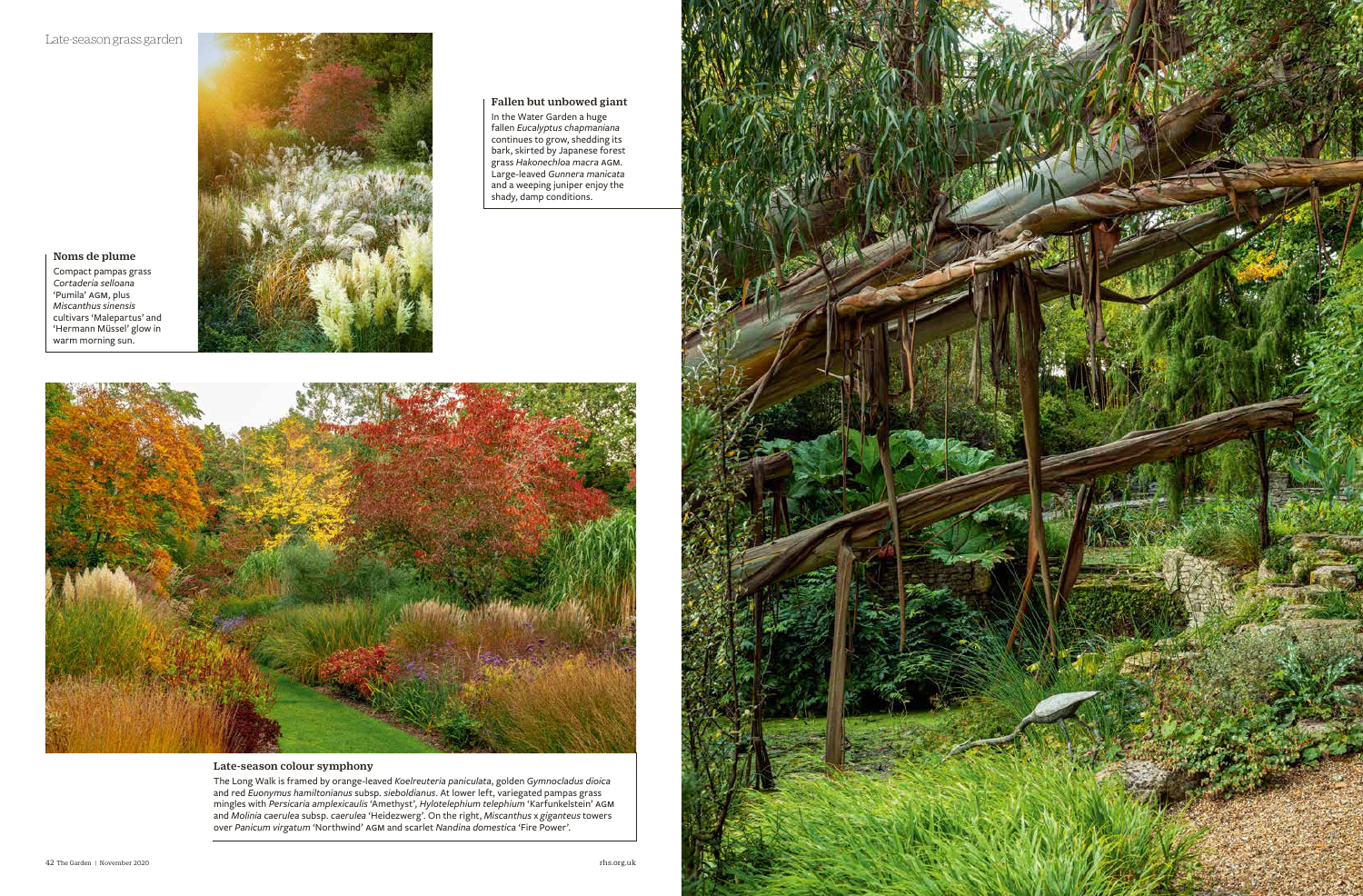### Fallen but unbowed giant

In the Water Garden a huge fallen *Eucalyptus chapmaniana* continues to grow, shedding its bark, skirted by Japanese forest grass *Hakonechloa macra* AGM. Large-leaved *Gunnera manicata* and a weeping juniper enjoy the shady, damp conditions.

### Noms de plume

Compact pampas grass *Cortaderia selloana* 'Pumila' AGM, plus *Miscanthus sinensis* cultivars 'Malepartus' and 'Hermann Müssel' glow in warm morning sun.

### Late-season colour symphony

The Long Walk is framed by orange-leaved *Koelreuteria paniculata*, golden *Gymnocladus dioica* and red *Euonymus hamiltonianus* subsp. *sieboldianus*. At lower left, variegated pampas grass mingles with *Persicaria amplexicaulis* 'Amethyst', *Hylotelephium telephium* 'Karfunkelstein' AGM and *Molinia caerulea* subsp. *caerulea* 'Heidezwerg'. On the right, *Miscanthus* x *giganteus* towers over *Panicum virgatum* 'Northwind' AGM and scarlet *Nandina domestica* 'Fire Power'.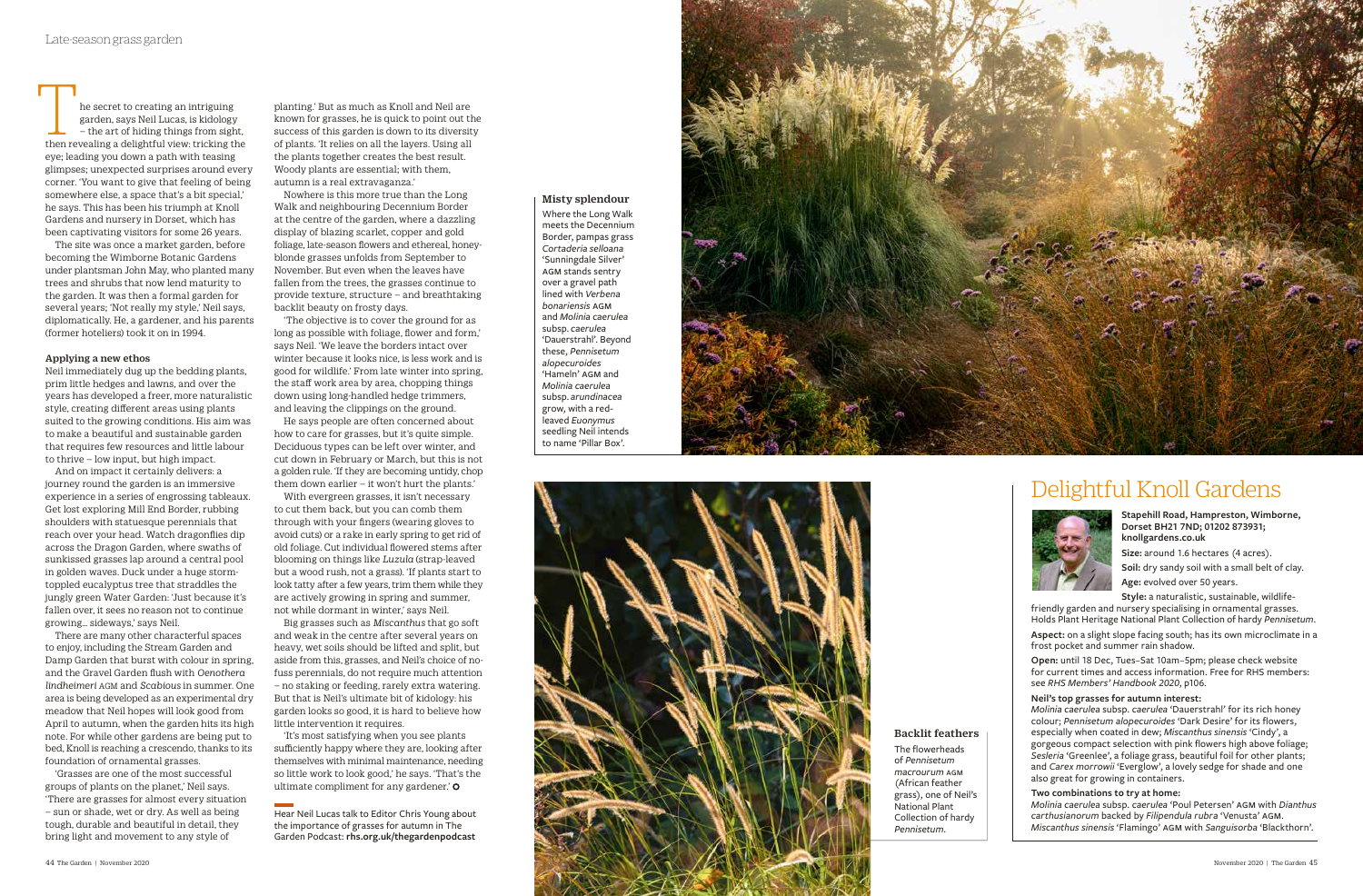The secret to creating an intriguing garden, says Neil Lucas, is kidology – the art of hiding things from sight, then revealing a delightful view: tricking the eye; leading you down a path with teasing glimpses; unexpected surprises around every corner. 'You want to give that feeling of being somewhere else, a space that's a bit special,' he says. This has been his triumph at Knoll Gardens and nursery in Dorset, which has been captivating visitors for some 26 years.

The site was once a market garden, before becoming the Wimborne Botanic Gardens under plantsman John May, who planted many trees and shrubs that now lend maturity to the garden. It was then a formal garden for several years; 'Not really my style,' Neil says, diplomatically. He, a gardener, and his parents (former hoteliers) took it on in 1994.

### Applying a new ethos

Neil immediately dug up the bedding plants, prim little hedges and lawns, and over the years has developed a freer, more naturalistic style, creating different areas using plants suited to the growing conditions. His aim was to make a beautiful and sustainable garden that requires few resources and little labour to thrive – low input, but high impact.

And on impact it certainly delivers: a journey round the garden is an immersive experience in a series of engrossing tableaux. Get lost exploring Mill End Border, rubbing shoulders with statuesque perennials that reach over your head. Watch dragonflies dip across the Dragon Garden, where swaths of sunkissed grasses lap around a central pool in golden waves. Duck under a huge storm-toppled eucalyptus tree that straddles the jungly green Water Garden: 'Just because it's fallen over, it sees no reason not to continue growing… sideways,' says Neil.

There are many other characterful spaces to enjoy, including the Stream Garden and Damp Garden that burst with colour in spring, and the Gravel Garden flush with *Oenothera lindheimeri* AGM and *Scabious* in summer. One area is being developed as an experimental dry meadow that Neil hopes will look good from April to autumn, when the garden hits its high note. For while other gardens are being put to bed, Knoll is reaching a crescendo, thanks to its foundation of ornamental grasses.

'Grasses are one of the most successful groups of plants on the planet,' Neil says. 'There are grasses for almost every situation – sun or shade, wet or dry. As well as being tough, durable and beautiful in detail, they bring light and movement to any style of planting.' But as much as Knoll and Neil are known for grasses, he is quick to point out the success of this garden is down to its diversity of plants. 'It relies on all the layers. Using all the plants together creates the best result. Woody plants are essential; with them, autumn is a real extravaganza.'

Nowhere is this more true than the Long Walk and neighbouring Decennium Border at the centre of the garden, where a dazzling display of blazing scarlet, copper and gold foliage, late-season flowers and ethereal, honey-blonde grasses unfolds from September to November. But even when the leaves have fallen from the trees, the grasses continue to provide texture, structure – and breathtaking backlit beauty on frosty days.

'The objective is to cover the ground for as long as possible with foliage, flower and form,' says Neil. 'We leave the borders intact over winter because it looks nice, is less work and is good for wildlife.' From late winter into spring, the staff work area by area, chopping things down using long-handled hedge trimmers, and leaving the clippings on the ground.

He says people are often concerned about how to care for grasses, but it's quite simple. Deciduous types can be left over winter, and cut down in February or March, but this is not a golden rule. 'If they are becoming untidy, chop them down earlier – it won't hurt the plants.'

With evergreen grasses, it isn't necessary to cut them back, but you can comb them through with your fingers (wearing gloves to avoid cuts) or a rake in early spring to get rid of old foliage. Cut individual flowered stems after blooming on things like *Luzula* (strap-leaved but a wood rush, not a grass). 'If plants start to look tatty after a few years, trim them while they are actively growing in spring and summer, not while dormant in winter,' says Neil.

Big grasses such as *Miscanthus* that go soft and weak in the centre after several years on heavy, wet soils should be lifted and split, but aside from this, grasses, and Neil's choice of no-fuss perennials, do not require much attention – no staking or feeding, rarely extra watering. But that is Neil's ultimate bit of kidology: his garden looks so good, it is hard to believe how little intervention it requires.

'It's most satisfying when you see plants sufficiently happy where they are, looking after themselves with minimal maintenance, needing so little work to look good,' he says. 'That's the ultimate compliment for any gardener.'

Hear Neil Lucas talk to Editor Chris Young about the importance of grasses for autumn in The Garden Podcast: **rhs.org.uk/thegardenpodcast**

**Misty splendour**

Where the Long Walk meets the Decennium Border, pampas grass *Cortaderia selloana* 'Sunningdale Silver' AGM stands sentry over a gravel path lined with *Verbena bonariensis* AGM and *Molinia caerulea* subsp. *caerulea* 'Dauerstrahl'. Beyond these, *Pennisetum alopecuroides* 'Hameln' AGM and *Molinia caerulea* subsp. *arundinacea* grow, with a red-leaved *Euonymus* seedling Neil intends to name 'Pillar Box'.

**Backlit feathers**

The flowerheads of *Pennisetum macrourum* AGM (African feather grass), one of Neil's National Plant Collection of hardy *Pennisetum*.

## Delightful Knoll Gardens

**Stapehill Road, Hampreston, Wimborne, Dorset BH21 7ND; 01202 873931; knollgardens.co.uk**

**Size:** around 1.6 hectares (4 acres).

**Soil:** dry sandy soil with a small belt of clay.

**Age:** evolved over 50 years.

**Style:** a naturalistic, sustainable, wildlife-friendly garden and nursery specialising in ornamental grasses. Holds Plant Heritage National Plant Collection of hardy *Pennisetum*.

**Aspect:** on a slight slope facing south; has its own microclimate in a frost pocket and summer rain shadow.

**Open:** until 18 Dec, Tues–Sat 10am–5pm; please check website for current times and access information. Free for RHS members: see *RHS Members' Handbook 2020*, p106.

**Neil's top grasses for autumn interest:**
*Molinia caerulea* subsp. *caerulea* 'Dauerstrahl' for its rich honey colour; *Pennisetum alopecuroides* 'Dark Desire' for its flowers, especially when coated in dew; *Miscanthus sinensis* 'Cindy', a gorgeous compact selection with pink flowers high above foliage; *Sesleria* 'Greenlee', a foliage grass, beautiful foil for other plants; and *Carex morrowii* 'Everglow', a lovely sedge for shade and one also great for growing in containers.

**Two combinations to try at home:**
*Molinia caerulea* subsp. *caerulea* 'Poul Petersen' AGM with *Dianthus carthusianorum* backed by *Filipendula rubra* 'Venusta' AGM. *Miscanthus sinensis* 'Flamingo' AGM with *Sanguisorba* 'Blackthorn'.